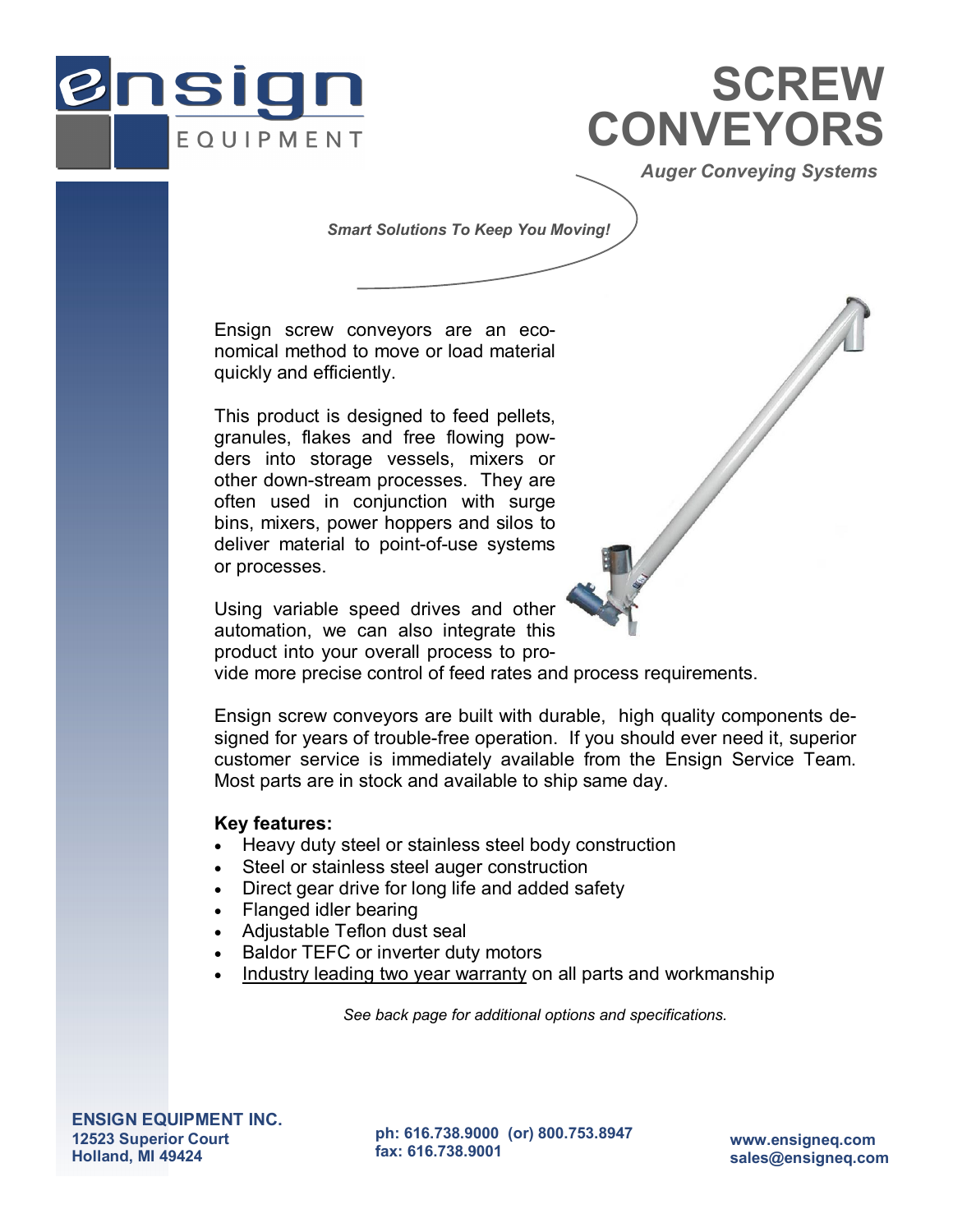# SCREW CONVEYORS

*Auger Conveying Systems*

*Smart Solutions To Keep You Moving!*

Ensign screw conveyors are an economical method to move or load material quickly and efficiently.

This product is designed to feed pellets, granules, flakes and free flowing powders into storage vessels, mixers or other down-stream processes. They are often used in conjunction with surge bins, mixers, power hoppers and silos to deliver material to point-of-use systems or processes.

Using variable speed drives and other automation, we can also integrate this product into your overall process to provide more precise control of feed rates and process requirements.

Ensign screw conveyors are built with durable, high quality components designed for years of trouble-free operation. If you should ever need it, superior customer service is immediately available from the Ensign Service Team. Most parts are in stock and available to ship same day.

**Key features:**

- Heavy duty steel or stainless steel body construction
- Steel or stainless steel auger construction
- Direct gear drive for long life and added safety
- Flanged idler bearing
- Adjustable Teflon dust seal
- Baldor TEFC or inverter duty motors
- Industry leading two year warranty on all parts and workmanship

*See back page for additional options and specifications.*

**ENSIGN EQUIPMENT INC.**
**12523 Superior Court**
**Holland, MI 49424**

**ph: 616.738.9000 (or) 800.753.8947**
**fax: 616.738.9001**

**www.ensigneq.com**
**sales@ensigneq.com**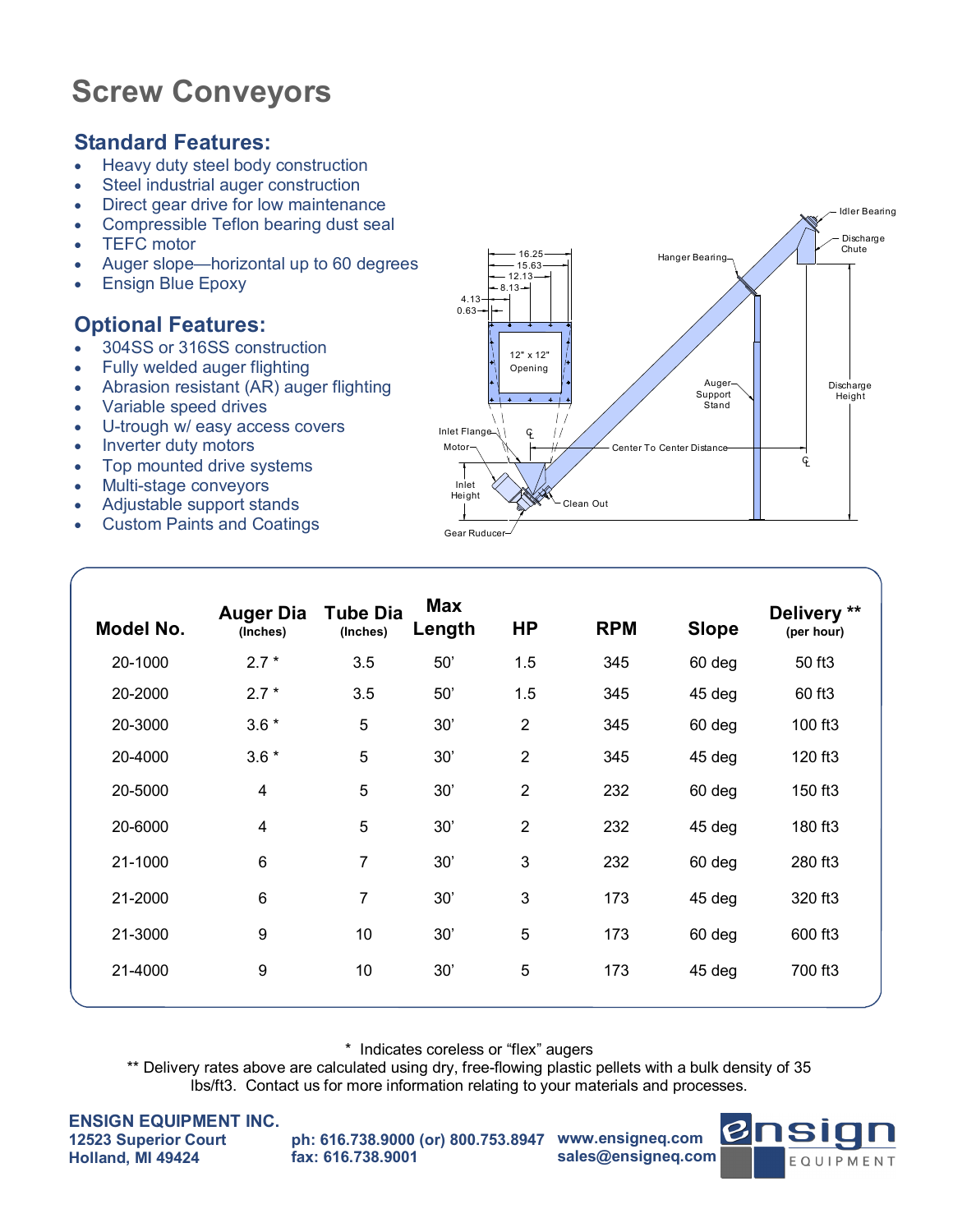# Screw Conveyors

## Standard Features:

- Heavy duty steel body construction
- Steel industrial auger construction
- Direct gear drive for low maintenance
- Compressible Teflon bearing dust seal
- TEFC motor
- Auger slope—horizontal up to 60 degrees
- Ensign Blue Epoxy

## Optional Features:

- 304SS or 316SS construction
- Fully welded auger flighting
- Abrasion resistant (AR) auger flighting
- Variable speed drives
- U-trough w/ easy access covers
- Inverter duty motors
- Top mounted drive systems
- Multi-stage conveyors
- Adjustable support stands
- Custom Paints and Coatings

16.25
15.63
12.13
8.13
4.13
0.63
12" x 12" Opening
Inlet Flange
Motor
Inlet Height
Gear Ruducer
Clean Out
Center To Center Distance
Hanger Bearing
Auger Support Stand
Idler Bearing
Discharge Chute
Discharge Height

| Model No. | Auger Dia (Inches) | Tube Dia (Inches) | Max Length | HP | RPM | Slope | Delivery ** (per hour) |
|---|---|---|---|---|---|---|---|
| 20-1000 | 2.7 * | 3.5 | 50’ | 1.5 | 345 | 60 deg | 50 ft3 |
| 20-2000 | 2.7 * | 3.5 | 50’ | 1.5 | 345 | 45 deg | 60 ft3 |
| 20-3000 | 3.6 * | 5 | 30’ | 2 | 345 | 60 deg | 100 ft3 |
| 20-4000 | 3.6 * | 5 | 30’ | 2 | 345 | 45 deg | 120 ft3 |
| 20-5000 | 4 | 5 | 30’ | 2 | 232 | 60 deg | 150 ft3 |
| 20-6000 | 4 | 5 | 30’ | 2 | 232 | 45 deg | 180 ft3 |
| 21-1000 | 6 | 7 | 30’ | 3 | 232 | 60 deg | 280 ft3 |
| 21-2000 | 6 | 7 | 30’ | 3 | 173 | 45 deg | 320 ft3 |
| 21-3000 | 9 | 10 | 30’ | 5 | 173 | 60 deg | 600 ft3 |
| 21-4000 | 9 | 10 | 30’ | 5 | 173 | 45 deg | 700 ft3 |

* Indicates coreless or “flex” augers

** Delivery rates above are calculated using dry, free-flowing plastic pellets with a bulk density of 35 lbs/ft3. Contact us for more information relating to your materials and processes.

**ENSIGN EQUIPMENT INC.**
**12523 Superior Court**
**Holland, MI 49424**

**ph: 616.738.9000 (or) 800.753.8947**
**fax: 616.738.9001**

**www.ensigneq.com**
**sales@ensigneq.com**

ensign EQUIPMENT